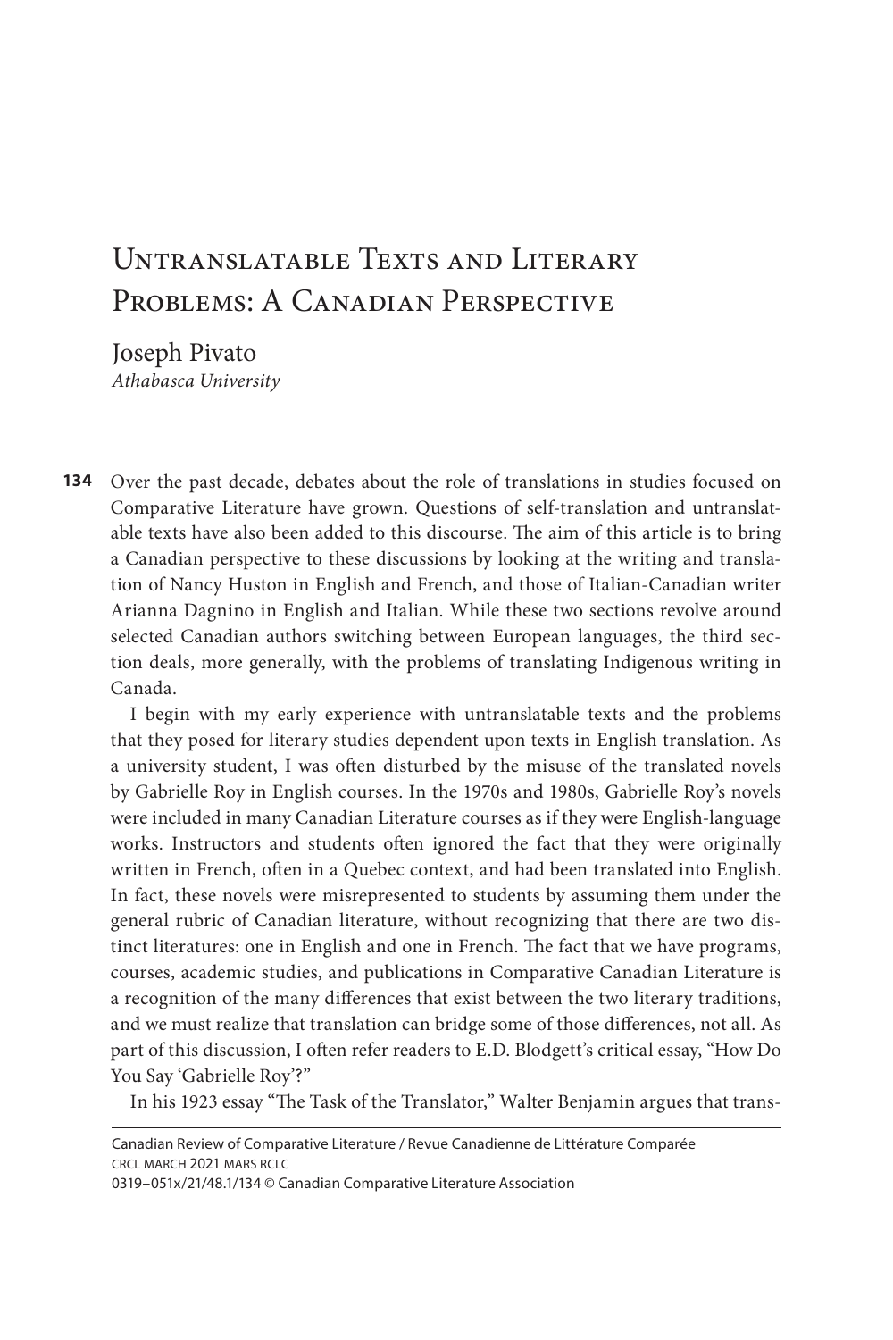# Untranslatable Texts and Literary Problems: A Canadian Perspective

Joseph Pivato
*Athabasca University*

Over the past decade, debates about the role of translations in studies focused on Comparative Literature have grown. Questions of self-translation and untranslatable texts have also been added to this discourse. The aim of this article is to bring a Canadian perspective to these discussions by looking at the writing and translation of Nancy Huston in English and French, and those of Italian-Canadian writer Arianna Dagnino in English and Italian. While these two sections revolve around selected Canadian authors switching between European languages, the third section deals, more generally, with the problems of translating Indigenous writing in Canada.

I begin with my early experience with untranslatable texts and the problems that they posed for literary studies dependent upon texts in English translation. As a university student, I was often disturbed by the misuse of the translated novels by Gabrielle Roy in English courses. In the 1970s and 1980s, Gabrielle Roy's novels were included in many Canadian Literature courses as if they were English-language works. Instructors and students often ignored the fact that they were originally written in French, often in a Quebec context, and had been translated into English. In fact, these novels were misrepresented to students by assuming them under the general rubric of Canadian literature, without recognizing that there are two distinct literatures: one in English and one in French. The fact that we have programs, courses, academic studies, and publications in Comparative Canadian Literature is a recognition of the many differences that exist between the two literary traditions, and we must realize that translation can bridge some of those differences, not all. As part of this discussion, I often refer readers to E.D. Blodgett's critical essay, "How Do You Say 'Gabrielle Roy'?"

In his 1923 essay "The Task of the Translator," Walter Benjamin argues that trans-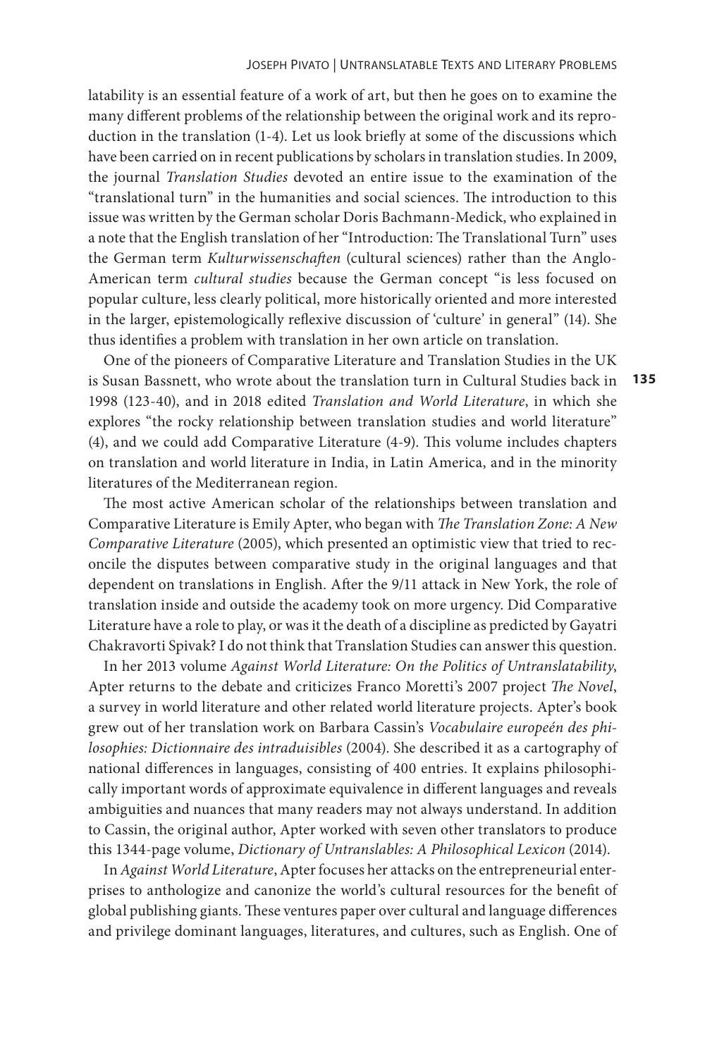latability is an essential feature of a work of art, but then he goes on to examine the many different problems of the relationship between the original work and its reproduction in the translation (1-4). Let us look briefly at some of the discussions which have been carried on in recent publications by scholars in translation studies. In 2009, the journal *Translation Studies* devoted an entire issue to the examination of the "translational turn" in the humanities and social sciences. The introduction to this issue was written by the German scholar Doris Bachmann-Medick, who explained in a note that the English translation of her "Introduction: The Translational Turn" uses the German term *Kulturwissenschaften* (cultural sciences) rather than the Anglo-American term *cultural studies* because the German concept "is less focused on popular culture, less clearly political, more historically oriented and more interested in the larger, epistemologically reflexive discussion of 'culture' in general" (14). She thus identifies a problem with translation in her own article on translation.

One of the pioneers of Comparative Literature and Translation Studies in the UK is Susan Bassnett, who wrote about the translation turn in Cultural Studies back in 1998 (123-40), and in 2018 edited *Translation and World Literature*, in which she explores "the rocky relationship between translation studies and world literature" (4), and we could add Comparative Literature (4-9). This volume includes chapters on translation and world literature in India, in Latin America, and in the minority literatures of the Mediterranean region.

The most active American scholar of the relationships between translation and Comparative Literature is Emily Apter, who began with *The Translation Zone: A New Comparative Literature* (2005), which presented an optimistic view that tried to reconcile the disputes between comparative study in the original languages and that dependent on translations in English. After the 9/11 attack in New York, the role of translation inside and outside the academy took on more urgency. Did Comparative Literature have a role to play, or was it the death of a discipline as predicted by Gayatri Chakravorti Spivak? I do not think that Translation Studies can answer this question.

In her 2013 volume *Against World Literature: On the Politics of Untranslatability*, Apter returns to the debate and criticizes Franco Moretti's 2007 project *The Novel*, a survey in world literature and other related world literature projects. Apter's book grew out of her translation work on Barbara Cassin's *Vocabulaire europeén des philosophies: Dictionnaire des intraduisibles* (2004). She described it as a cartography of national differences in languages, consisting of 400 entries. It explains philosophically important words of approximate equivalence in different languages and reveals ambiguities and nuances that many readers may not always understand. In addition to Cassin, the original author, Apter worked with seven other translators to produce this 1344-page volume, *Dictionary of Untranslables: A Philosophical Lexicon* (2014).

In *Against World Literature*, Apter focuses her attacks on the entrepreneurial enterprises to anthologize and canonize the world's cultural resources for the benefit of global publishing giants. These ventures paper over cultural and language differences and privilege dominant languages, literatures, and cultures, such as English. One of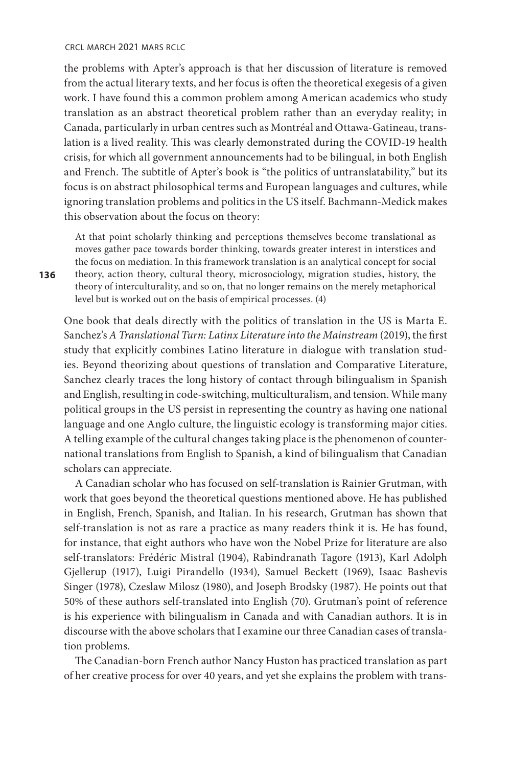the problems with Apter's approach is that her discussion of literature is removed from the actual literary texts, and her focus is often the theoretical exegesis of a given work. I have found this a common problem among American academics who study translation as an abstract theoretical problem rather than an everyday reality; in Canada, particularly in urban centres such as Montréal and Ottawa-Gatineau, translation is a lived reality. This was clearly demonstrated during the COVID-19 health crisis, for which all government announcements had to be bilingual, in both English and French. The subtitle of Apter's book is "the politics of untranslatability," but its focus is on abstract philosophical terms and European languages and cultures, while ignoring translation problems and politics in the US itself. Bachmann-Medick makes this observation about the focus on theory:

> At that point scholarly thinking and perceptions themselves become translational as moves gather pace towards border thinking, towards greater interest in interstices and the focus on mediation. In this framework translation is an analytical concept for social theory, action theory, cultural theory, microsociology, migration studies, history, the theory of interculturality, and so on, that no longer remains on the merely metaphorical level but is worked out on the basis of empirical processes. (4)

One book that deals directly with the politics of translation in the US is Marta E. Sanchez's *A Translational Turn: Latinx Literature into the Mainstream* (2019), the first study that explicitly combines Latino literature in dialogue with translation studies. Beyond theorizing about questions of translation and Comparative Literature, Sanchez clearly traces the long history of contact through bilingualism in Spanish and English, resulting in code-switching, multiculturalism, and tension. While many political groups in the US persist in representing the country as having one national language and one Anglo culture, the linguistic ecology is transforming major cities. A telling example of the cultural changes taking place is the phenomenon of counternational translations from English to Spanish, a kind of bilingualism that Canadian scholars can appreciate.

A Canadian scholar who has focused on self-translation is Rainier Grutman, with work that goes beyond the theoretical questions mentioned above. He has published in English, French, Spanish, and Italian. In his research, Grutman has shown that self-translation is not as rare a practice as many readers think it is. He has found, for instance, that eight authors who have won the Nobel Prize for literature are also self-translators: Frédéric Mistral (1904), Rabindranath Tagore (1913), Karl Adolph Gjellerup (1917), Luigi Pirandello (1934), Samuel Beckett (1969), Isaac Bashevis Singer (1978), Czeslaw Milosz (1980), and Joseph Brodsky (1987). He points out that 50% of these authors self-translated into English (70). Grutman's point of reference is his experience with bilingualism in Canada and with Canadian authors. It is in discourse with the above scholars that I examine our three Canadian cases of translation problems.

The Canadian-born French author Nancy Huston has practiced translation as part of her creative process for over 40 years, and yet she explains the problem with trans-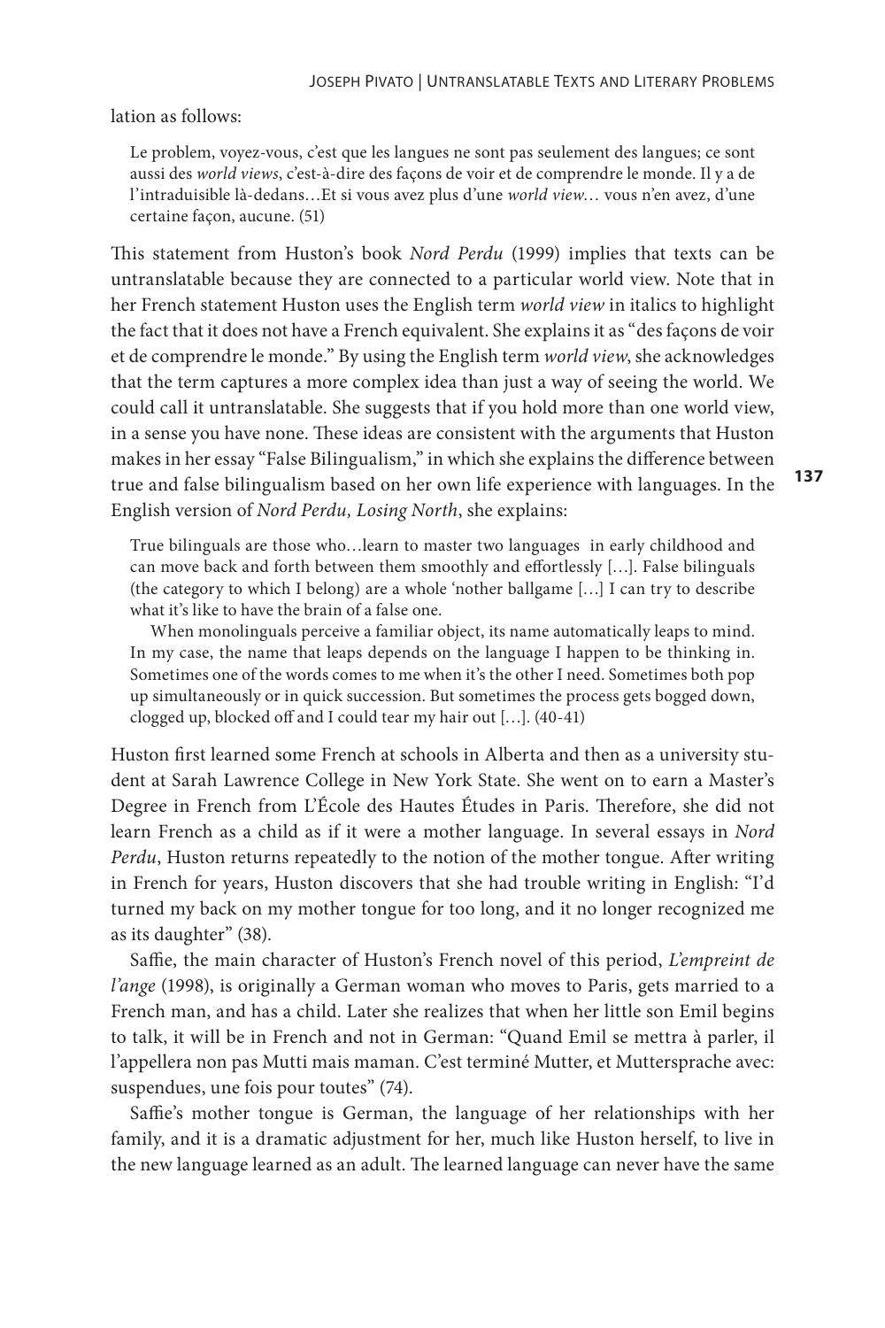lation as follows:

> Le problem, voyez-vous, c'est que les langues ne sont pas seulement des langues; ce sont aussi des *world views*, c'est-à-dire des façons de voir et de comprendre le monde. Il y a de l'intraduisible là-dedans…Et si vous avez plus d'une *world view*… vous n'en avez, d'une certaine façon, aucune. (51)

This statement from Huston's book *Nord Perdu* (1999) implies that texts can be untranslatable because they are connected to a particular world view. Note that in her French statement Huston uses the English term *world view* in italics to highlight the fact that it does not have a French equivalent. She explains it as "des façons de voir et de comprendre le monde." By using the English term *world view*, she acknowledges that the term captures a more complex idea than just a way of seeing the world. We could call it untranslatable. She suggests that if you hold more than one world view, in a sense you have none. These ideas are consistent with the arguments that Huston makes in her essay "False Bilingualism," in which she explains the difference between true and false bilingualism based on her own life experience with languages. In the English version of *Nord Perdu, Losing North*, she explains:

> True bilinguals are those who…learn to master two languages in early childhood and can move back and forth between them smoothly and effortlessly […]. False bilinguals (the category to which I belong) are a whole 'nother ballgame […] I can try to describe what it's like to have the brain of a false one.
>
> When monolinguals perceive a familiar object, its name automatically leaps to mind. In my case, the name that leaps depends on the language I happen to be thinking in. Sometimes one of the words comes to me when it's the other I need. Sometimes both pop up simultaneously or in quick succession. But sometimes the process gets bogged down, clogged up, blocked off and I could tear my hair out […]. (40-41)

Huston first learned some French at schools in Alberta and then as a university student at Sarah Lawrence College in New York State. She went on to earn a Master's Degree in French from L'École des Hautes Études in Paris. Therefore, she did not learn French as a child as if it were a mother language. In several essays in *Nord Perdu*, Huston returns repeatedly to the notion of the mother tongue. After writing in French for years, Huston discovers that she had trouble writing in English: "I'd turned my back on my mother tongue for too long, and it no longer recognized me as its daughter" (38).

Saffie, the main character of Huston's French novel of this period, *L'empreint de l'ange* (1998), is originally a German woman who moves to Paris, gets married to a French man, and has a child. Later she realizes that when her little son Emil begins to talk, it will be in French and not in German: "Quand Emil se mettra à parler, il l'appellera non pas Mutti mais maman. C'est terminé Mutter, et Muttersprache avec: suspendues, une fois pour toutes" (74).

Saffie's mother tongue is German, the language of her relationships with her family, and it is a dramatic adjustment for her, much like Huston herself, to live in the new language learned as an adult. The learned language can never have the same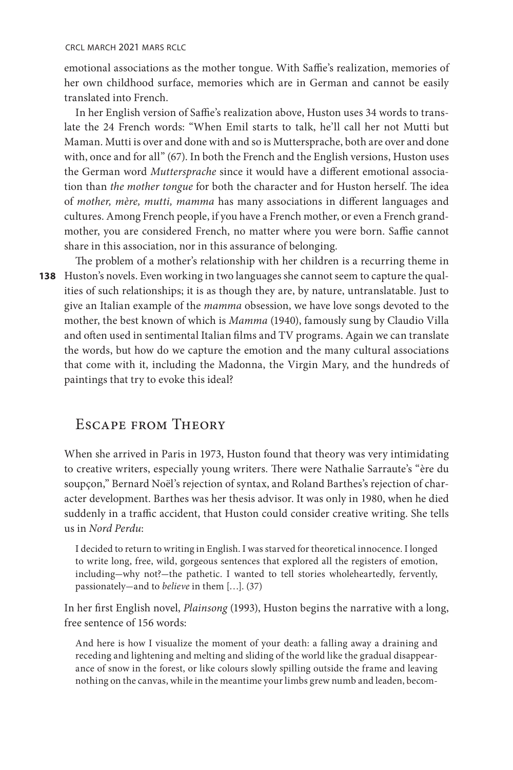emotional associations as the mother tongue. With Saffie's realization, memories of her own childhood surface, memories which are in German and cannot be easily translated into French.

In her English version of Saffie's realization above, Huston uses 34 words to translate the 24 French words: "When Emil starts to talk, he'll call her not Mutti but Maman. Mutti is over and done with and so is Muttersprache, both are over and done with, once and for all" (67). In both the French and the English versions, Huston uses the German word *Muttersprache* since it would have a different emotional association than *the mother tongue* for both the character and for Huston herself. The idea of *mother, mère, mutti, mamma* has many associations in different languages and cultures. Among French people, if you have a French mother, or even a French grandmother, you are considered French, no matter where you were born. Saffie cannot share in this association, nor in this assurance of belonging.

The problem of a mother's relationship with her children is a recurring theme in Huston's novels. Even working in two languages she cannot seem to capture the qualities of such relationships; it is as though they are, by nature, untranslatable. Just to give an Italian example of the *mamma* obsession, we have love songs devoted to the mother, the best known of which is *Mamma* (1940), famously sung by Claudio Villa and often used in sentimental Italian films and TV programs. Again we can translate the words, but how do we capture the emotion and the many cultural associations that come with it, including the Madonna, the Virgin Mary, and the hundreds of paintings that try to evoke this ideal?

## Escape from Theory

When she arrived in Paris in 1973, Huston found that theory was very intimidating to creative writers, especially young writers. There were Nathalie Sarraute's "ère du soupçon," Bernard Noël's rejection of syntax, and Roland Barthes's rejection of character development. Barthes was her thesis advisor. It was only in 1980, when he died suddenly in a traffic accident, that Huston could consider creative writing. She tells us in *Nord Perdu*:

> I decided to return to writing in English. I was starved for theoretical innocence. I longed to write long, free, wild, gorgeous sentences that explored all the registers of emotion, including—why not?—the pathetic. I wanted to tell stories wholeheartedly, fervently, passionately—and to *believe* in them […]. (37)

In her first English novel, *Plainsong* (1993), Huston begins the narrative with a long, free sentence of 156 words:

> And here is how I visualize the moment of your death: a falling away a draining and receding and lightening and melting and sliding of the world like the gradual disappearance of snow in the forest, or like colours slowly spilling outside the frame and leaving nothing on the canvas, while in the meantime your limbs grew numb and leaden, becom-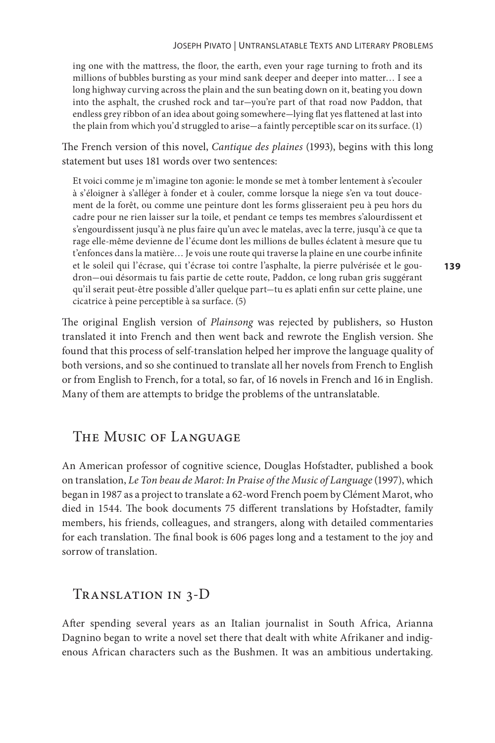ing one with the mattress, the floor, the earth, even your rage turning to froth and its millions of bubbles bursting as your mind sank deeper and deeper into matter… I see a long highway curving across the plain and the sun beating down on it, beating you down into the asphalt, the crushed rock and tar—you're part of that road now Paddon, that endless grey ribbon of an idea about going somewhere—lying flat yes flattened at last into the plain from which you'd struggled to arise—a faintly perceptible scar on its surface. (1)

The French version of this novel, *Cantique des plaines* (1993), begins with this long statement but uses 181 words over two sentences:

> Et voici comme je m'imagine ton agonie: le monde se met à tomber lentement à s'ecouler à s'éloigner à s'alléger à fonder et à couler, comme lorsque la niege s'en va tout doucement de la forêt, ou comme une peinture dont les forms glisseraient peu à peu hors du cadre pour ne rien laisser sur la toile, et pendant ce temps tes membres s'alourdissent et s'engourdissent jusqu'à ne plus faire qu'un avec le matelas, avec la terre, jusqu'à ce que ta rage elle-même devienne de l'écume dont les millions de bulles éclatent à mesure que tu t'enfonces dans la matière… Je vois une route qui traverse la plaine en une courbe infinite et le soleil qui l'écrase, qui t'écrase toi contre l'asphalte, la pierre pulvérisée et le goudron—oui désormais tu fais partie de cette route, Paddon, ce long ruban gris suggérant qu'il serait peut-être possible d'aller quelque part—tu es aplati enfin sur cette plaine, une cicatrice à peine perceptible à sa surface. (5)

The original English version of *Plainsong* was rejected by publishers, so Huston translated it into French and then went back and rewrote the English version. She found that this process of self-translation helped her improve the language quality of both versions, and so she continued to translate all her novels from French to English or from English to French, for a total, so far, of 16 novels in French and 16 in English. Many of them are attempts to bridge the problems of the untranslatable.

## The Music of Language

An American professor of cognitive science, Douglas Hofstadter, published a book on translation, *Le Ton beau de Marot: In Praise of the Music of Language* (1997), which began in 1987 as a project to translate a 62-word French poem by Clément Marot, who died in 1544. The book documents 75 different translations by Hofstadter, family members, his friends, colleagues, and strangers, along with detailed commentaries for each translation. The final book is 606 pages long and a testament to the joy and sorrow of translation.

## Translation in 3-D

After spending several years as an Italian journalist in South Africa, Arianna Dagnino began to write a novel set there that dealt with white Afrikaner and indigenous African characters such as the Bushmen. It was an ambitious undertaking.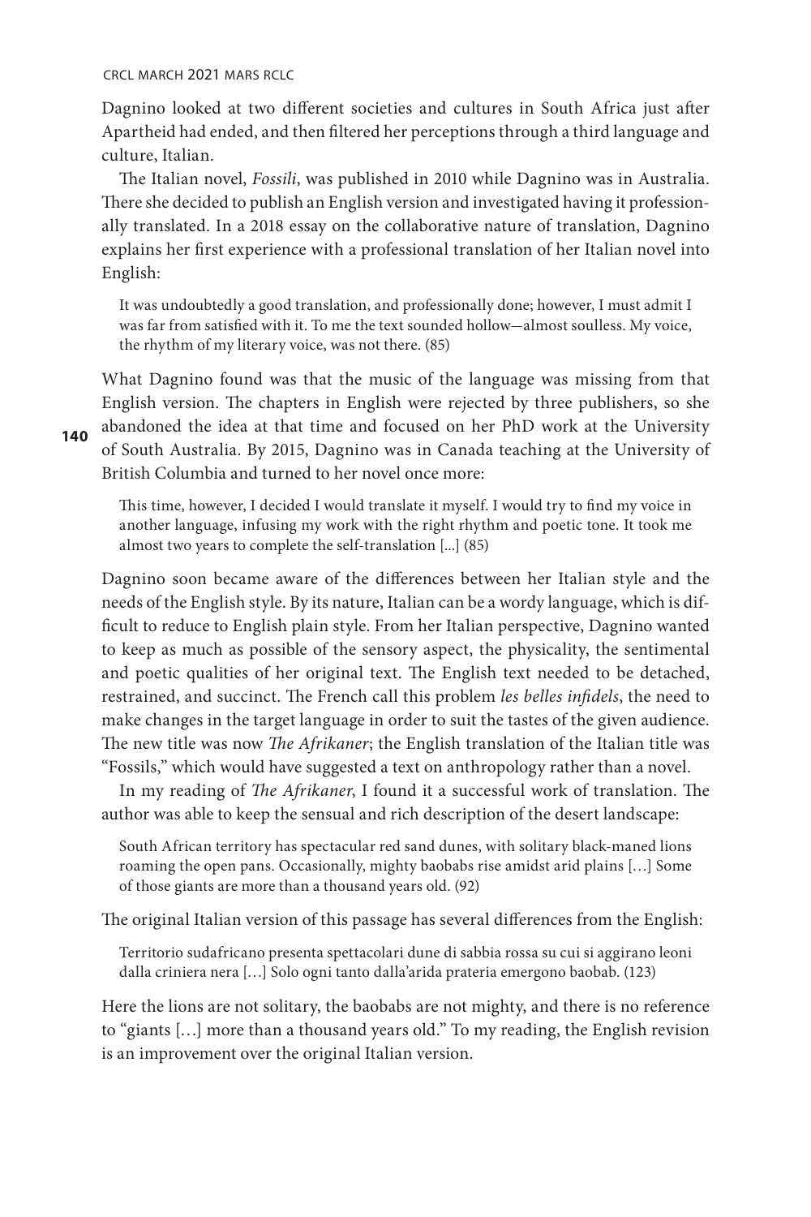Dagnino looked at two different societies and cultures in South Africa just after Apartheid had ended, and then filtered her perceptions through a third language and culture, Italian.

The Italian novel, *Fossili*, was published in 2010 while Dagnino was in Australia. There she decided to publish an English version and investigated having it professionally translated. In a 2018 essay on the collaborative nature of translation, Dagnino explains her first experience with a professional translation of her Italian novel into English:

> It was undoubtedly a good translation, and professionally done; however, I must admit I was far from satisfied with it. To me the text sounded hollow—almost soulless. My voice, the rhythm of my literary voice, was not there. (85)

What Dagnino found was that the music of the language was missing from that English version. The chapters in English were rejected by three publishers, so she abandoned the idea at that time and focused on her PhD work at the University of South Australia. By 2015, Dagnino was in Canada teaching at the University of British Columbia and turned to her novel once more:

> This time, however, I decided I would translate it myself. I would try to find my voice in another language, infusing my work with the right rhythm and poetic tone. It took me almost two years to complete the self-translation [...] (85)

Dagnino soon became aware of the differences between her Italian style and the needs of the English style. By its nature, Italian can be a wordy language, which is difficult to reduce to English plain style. From her Italian perspective, Dagnino wanted to keep as much as possible of the sensory aspect, the physicality, the sentimental and poetic qualities of her original text. The English text needed to be detached, restrained, and succinct. The French call this problem *les belles infidels*, the need to make changes in the target language in order to suit the tastes of the given audience. The new title was now *The Afrikaner*; the English translation of the Italian title was "Fossils," which would have suggested a text on anthropology rather than a novel.

In my reading of *The Afrikaner*, I found it a successful work of translation. The author was able to keep the sensual and rich description of the desert landscape:

> South African territory has spectacular red sand dunes, with solitary black-maned lions roaming the open pans. Occasionally, mighty baobabs rise amidst arid plains […] Some of those giants are more than a thousand years old. (92)

The original Italian version of this passage has several differences from the English:

> Territorio sudafricano presenta spettacolari dune di sabbia rossa su cui si aggirano leoni dalla criniera nera […] Solo ogni tanto dalla'arida prateria emergono baobab. (123)

Here the lions are not solitary, the baobabs are not mighty, and there is no reference to "giants […] more than a thousand years old." To my reading, the English revision is an improvement over the original Italian version.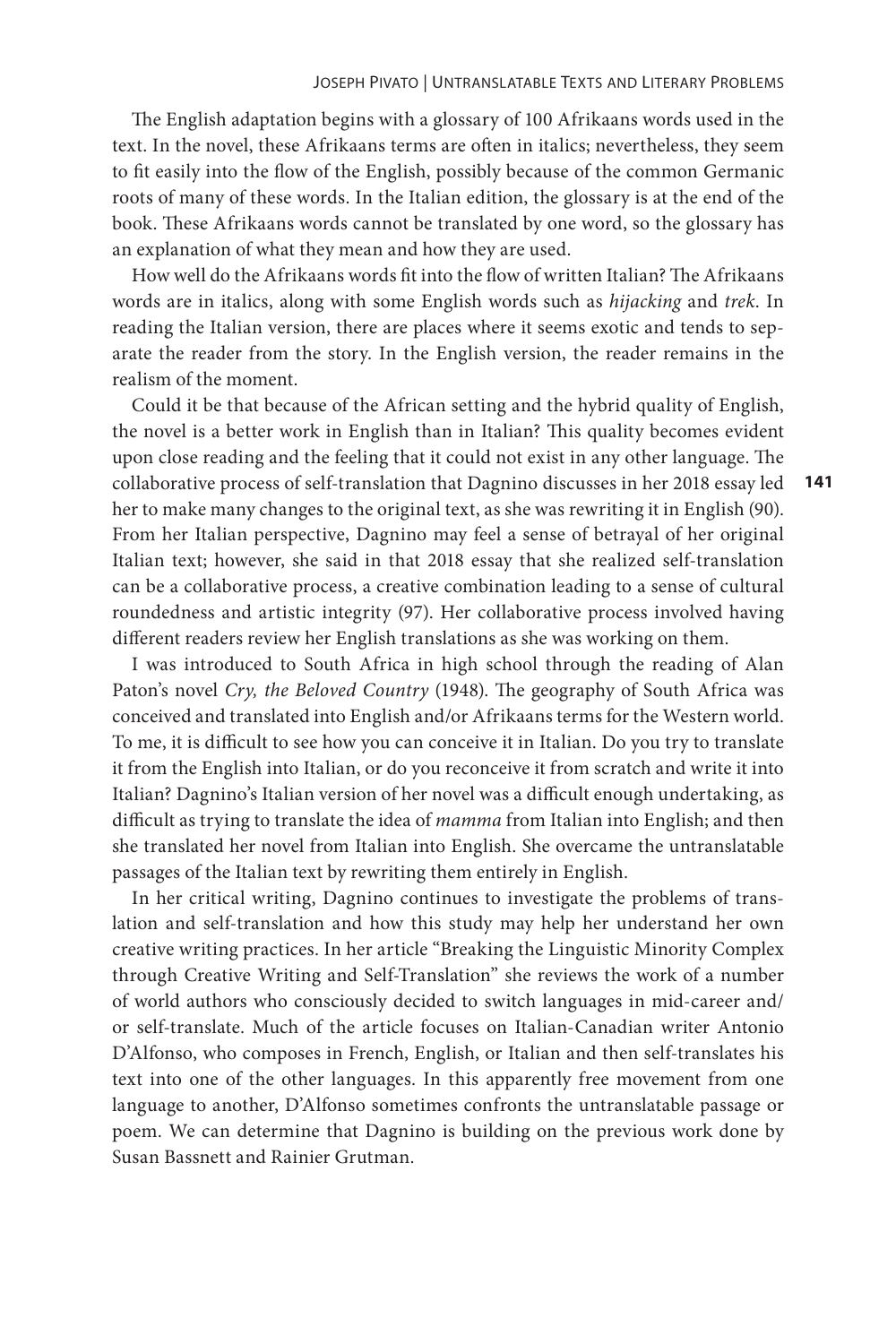The English adaptation begins with a glossary of 100 Afrikaans words used in the text. In the novel, these Afrikaans terms are often in italics; nevertheless, they seem to fit easily into the flow of the English, possibly because of the common Germanic roots of many of these words. In the Italian edition, the glossary is at the end of the book. These Afrikaans words cannot be translated by one word, so the glossary has an explanation of what they mean and how they are used.

How well do the Afrikaans words fit into the flow of written Italian? The Afrikaans words are in italics, along with some English words such as *hijacking* and *trek*. In reading the Italian version, there are places where it seems exotic and tends to separate the reader from the story. In the English version, the reader remains in the realism of the moment.

Could it be that because of the African setting and the hybrid quality of English, the novel is a better work in English than in Italian? This quality becomes evident upon close reading and the feeling that it could not exist in any other language. The collaborative process of self-translation that Dagnino discusses in her 2018 essay led her to make many changes to the original text, as she was rewriting it in English (90). From her Italian perspective, Dagnino may feel a sense of betrayal of her original Italian text; however, she said in that 2018 essay that she realized self-translation can be a collaborative process, a creative combination leading to a sense of cultural roundedness and artistic integrity (97). Her collaborative process involved having different readers review her English translations as she was working on them.

I was introduced to South Africa in high school through the reading of Alan Paton's novel *Cry, the Beloved Country* (1948). The geography of South Africa was conceived and translated into English and/or Afrikaans terms for the Western world. To me, it is difficult to see how you can conceive it in Italian. Do you try to translate it from the English into Italian, or do you reconceive it from scratch and write it into Italian? Dagnino's Italian version of her novel was a difficult enough undertaking, as difficult as trying to translate the idea of *mamma* from Italian into English; and then she translated her novel from Italian into English. She overcame the untranslatable passages of the Italian text by rewriting them entirely in English.

In her critical writing, Dagnino continues to investigate the problems of translation and self-translation and how this study may help her understand her own creative writing practices. In her article "Breaking the Linguistic Minority Complex through Creative Writing and Self-Translation" she reviews the work of a number of world authors who consciously decided to switch languages in mid-career and/or self-translate. Much of the article focuses on Italian-Canadian writer Antonio D'Alfonso, who composes in French, English, or Italian and then self-translates his text into one of the other languages. In this apparently free movement from one language to another, D'Alfonso sometimes confronts the untranslatable passage or poem. We can determine that Dagnino is building on the previous work done by Susan Bassnett and Rainier Grutman.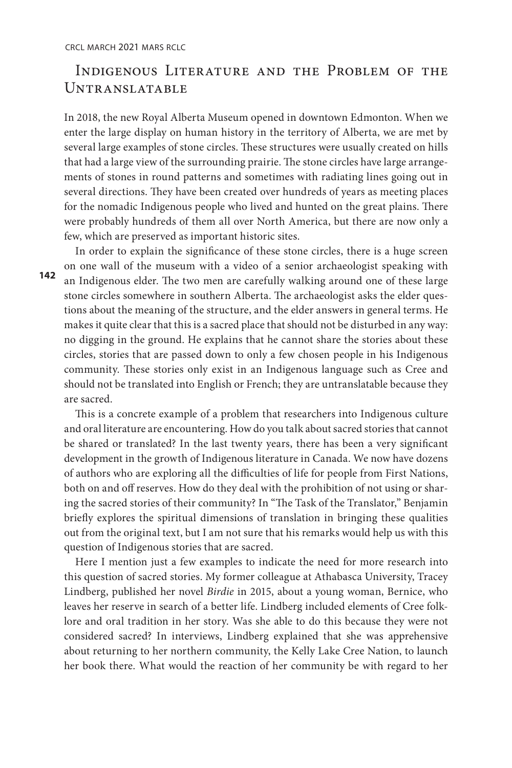## Indigenous Literature and the Problem of the Untranslatable

In 2018, the new Royal Alberta Museum opened in downtown Edmonton. When we enter the large display on human history in the territory of Alberta, we are met by several large examples of stone circles. These structures were usually created on hills that had a large view of the surrounding prairie. The stone circles have large arrangements of stones in round patterns and sometimes with radiating lines going out in several directions. They have been created over hundreds of years as meeting places for the nomadic Indigenous people who lived and hunted on the great plains. There were probably hundreds of them all over North America, but there are now only a few, which are preserved as important historic sites.

In order to explain the significance of these stone circles, there is a huge screen on one wall of the museum with a video of a senior archaeologist speaking with an Indigenous elder. The two men are carefully walking around one of these large stone circles somewhere in southern Alberta. The archaeologist asks the elder questions about the meaning of the structure, and the elder answers in general terms. He makes it quite clear that this is a sacred place that should not be disturbed in any way: no digging in the ground. He explains that he cannot share the stories about these circles, stories that are passed down to only a few chosen people in his Indigenous community. These stories only exist in an Indigenous language such as Cree and should not be translated into English or French; they are untranslatable because they are sacred.

This is a concrete example of a problem that researchers into Indigenous culture and oral literature are encountering. How do you talk about sacred stories that cannot be shared or translated? In the last twenty years, there has been a very significant development in the growth of Indigenous literature in Canada. We now have dozens of authors who are exploring all the difficulties of life for people from First Nations, both on and off reserves. How do they deal with the prohibition of not using or sharing the sacred stories of their community? In "The Task of the Translator," Benjamin briefly explores the spiritual dimensions of translation in bringing these qualities out from the original text, but I am not sure that his remarks would help us with this question of Indigenous stories that are sacred.

Here I mention just a few examples to indicate the need for more research into this question of sacred stories. My former colleague at Athabasca University, Tracey Lindberg, published her novel *Birdie* in 2015, about a young woman, Bernice, who leaves her reserve in search of a better life. Lindberg included elements of Cree folklore and oral tradition in her story. Was she able to do this because they were not considered sacred? In interviews, Lindberg explained that she was apprehensive about returning to her northern community, the Kelly Lake Cree Nation, to launch her book there. What would the reaction of her community be with regard to her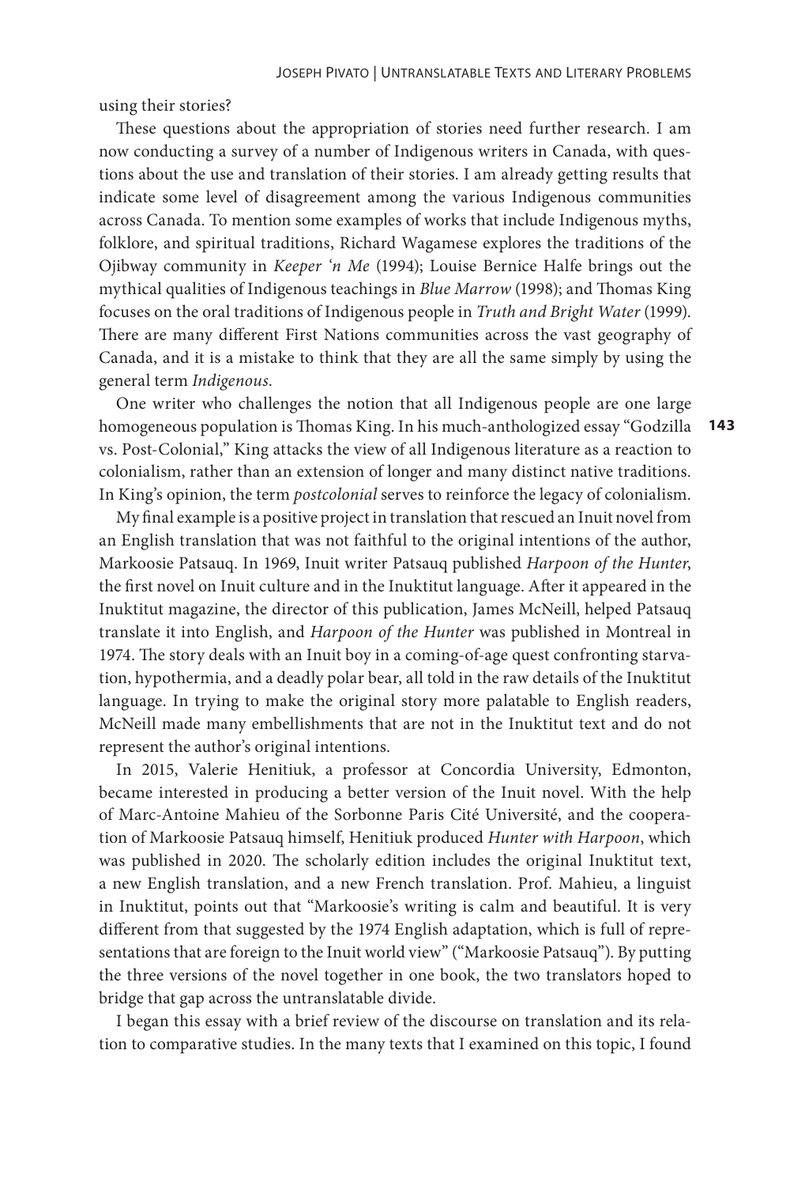using their stories?

These questions about the appropriation of stories need further research. I am now conducting a survey of a number of Indigenous writers in Canada, with questions about the use and translation of their stories. I am already getting results that indicate some level of disagreement among the various Indigenous communities across Canada. To mention some examples of works that include Indigenous myths, folklore, and spiritual traditions, Richard Wagamese explores the traditions of the Ojibway community in *Keeper 'n Me* (1994); Louise Bernice Halfe brings out the mythical qualities of Indigenous teachings in *Blue Marrow* (1998); and Thomas King focuses on the oral traditions of Indigenous people in *Truth and Bright Water* (1999). There are many different First Nations communities across the vast geography of Canada, and it is a mistake to think that they are all the same simply by using the general term *Indigenous*.

One writer who challenges the notion that all Indigenous people are one large homogeneous population is Thomas King. In his much-anthologized essay "Godzilla vs. Post-Colonial," King attacks the view of all Indigenous literature as a reaction to colonialism, rather than an extension of longer and many distinct native traditions. In King's opinion, the term *postcolonial* serves to reinforce the legacy of colonialism.

My final example is a positive project in translation that rescued an Inuit novel from an English translation that was not faithful to the original intentions of the author, Markoosie Patsauq. In 1969, Inuit writer Patsauq published *Harpoon of the Hunter*, the first novel on Inuit culture and in the Inuktitut language. After it appeared in the Inuktitut magazine, the director of this publication, James McNeill, helped Patsauq translate it into English, and *Harpoon of the Hunter* was published in Montreal in 1974. The story deals with an Inuit boy in a coming-of-age quest confronting starvation, hypothermia, and a deadly polar bear, all told in the raw details of the Inuktitut language. In trying to make the original story more palatable to English readers, McNeill made many embellishments that are not in the Inuktitut text and do not represent the author's original intentions.

In 2015, Valerie Henitiuk, a professor at Concordia University, Edmonton, became interested in producing a better version of the Inuit novel. With the help of Marc-Antoine Mahieu of the Sorbonne Paris Cité Université, and the cooperation of Markoosie Patsauq himself, Henitiuk produced *Hunter with Harpoon*, which was published in 2020. The scholarly edition includes the original Inuktitut text, a new English translation, and a new French translation. Prof. Mahieu, a linguist in Inuktitut, points out that "Markoosie's writing is calm and beautiful. It is very different from that suggested by the 1974 English adaptation, which is full of representations that are foreign to the Inuit world view" ("Markoosie Patsauq"). By putting the three versions of the novel together in one book, the two translators hoped to bridge that gap across the untranslatable divide.

I began this essay with a brief review of the discourse on translation and its relation to comparative studies. In the many texts that I examined on this topic, I found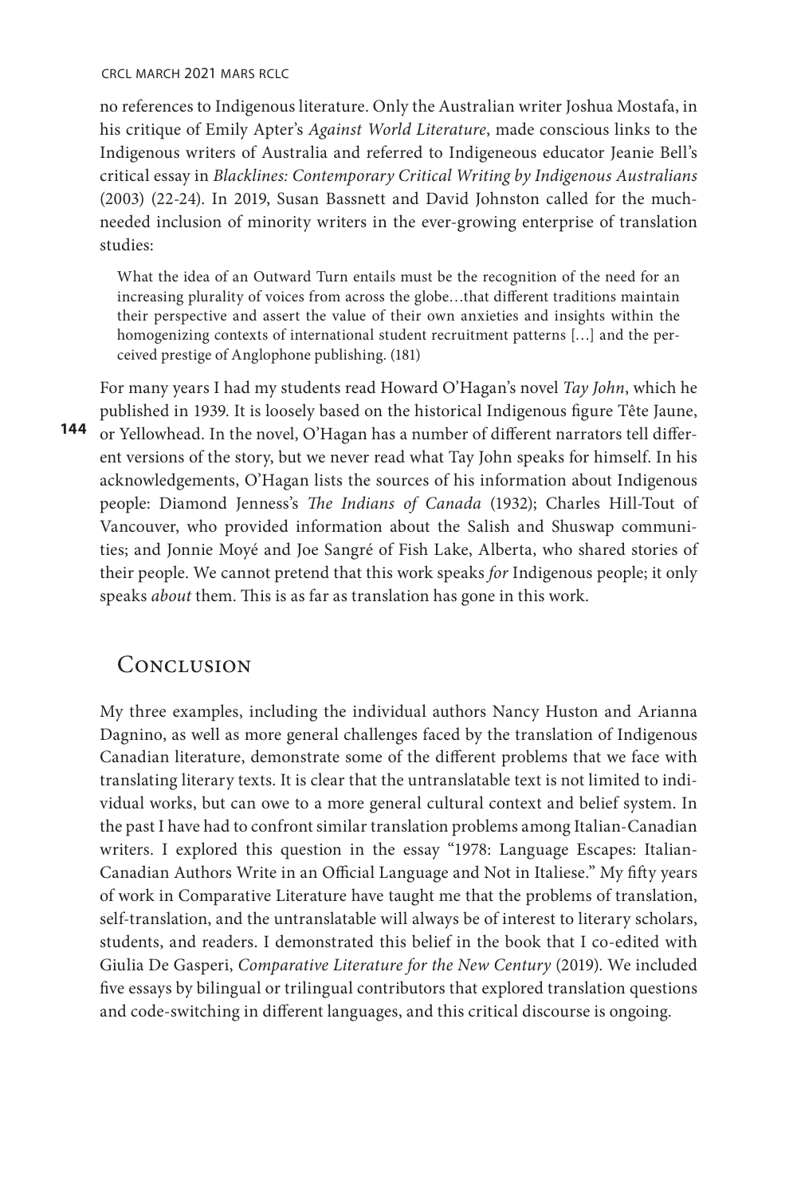no references to Indigenous literature. Only the Australian writer Joshua Mostafa, in his critique of Emily Apter's *Against World Literature*, made conscious links to the Indigenous writers of Australia and referred to Indigeneous educator Jeanie Bell's critical essay in *Blacklines: Contemporary Critical Writing by Indigenous Australians* (2003) (22-24). In 2019, Susan Bassnett and David Johnston called for the much-needed inclusion of minority writers in the ever-growing enterprise of translation studies:

> What the idea of an Outward Turn entails must be the recognition of the need for an increasing plurality of voices from across the globe…that different traditions maintain their perspective and assert the value of their own anxieties and insights within the homogenizing contexts of international student recruitment patterns […] and the perceived prestige of Anglophone publishing. (181)

For many years I had my students read Howard O'Hagan's novel *Tay John*, which he published in 1939. It is loosely based on the historical Indigenous figure Tête Jaune, or Yellowhead. In the novel, O'Hagan has a number of different narrators tell different versions of the story, but we never read what Tay John speaks for himself. In his acknowledgements, O'Hagan lists the sources of his information about Indigenous people: Diamond Jenness's *The Indians of Canada* (1932); Charles Hill-Tout of Vancouver, who provided information about the Salish and Shuswap communities; and Jonnie Moyé and Joe Sangré of Fish Lake, Alberta, who shared stories of their people. We cannot pretend that this work speaks *for* Indigenous people; it only speaks *about* them. This is as far as translation has gone in this work.

## Conclusion

My three examples, including the individual authors Nancy Huston and Arianna Dagnino, as well as more general challenges faced by the translation of Indigenous Canadian literature, demonstrate some of the different problems that we face with translating literary texts. It is clear that the untranslatable text is not limited to individual works, but can owe to a more general cultural context and belief system. In the past I have had to confront similar translation problems among Italian-Canadian writers. I explored this question in the essay "1978: Language Escapes: Italian-Canadian Authors Write in an Official Language and Not in Italiese." My fifty years of work in Comparative Literature have taught me that the problems of translation, self-translation, and the untranslatable will always be of interest to literary scholars, students, and readers. I demonstrated this belief in the book that I co-edited with Giulia De Gasperi, *Comparative Literature for the New Century* (2019). We included five essays by bilingual or trilingual contributors that explored translation questions and code-switching in different languages, and this critical discourse is ongoing.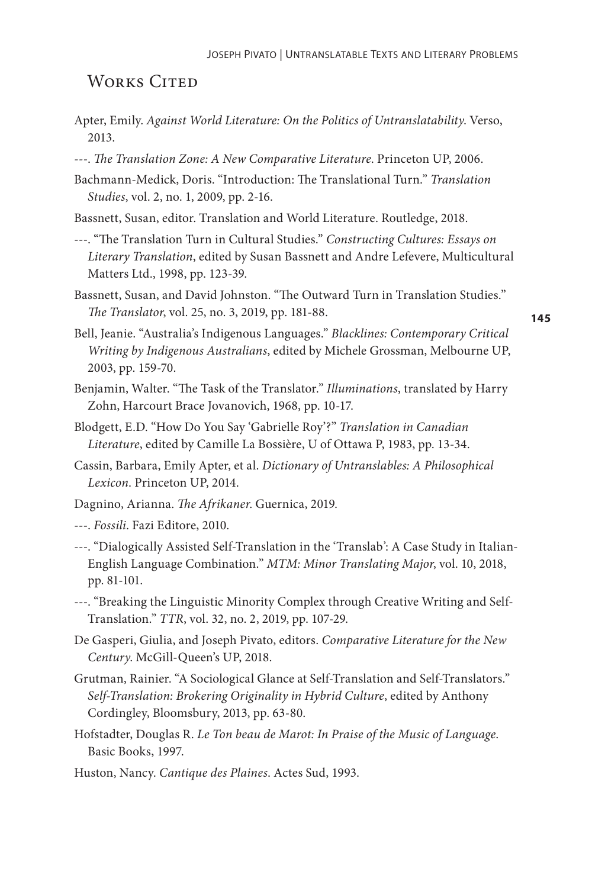## Works Cited

Apter, Emily. *Against World Literature: On the Politics of Untranslatability*. Verso, 2013.

---. *The Translation Zone: A New Comparative Literature*. Princeton UP, 2006.

Bachmann-Medick, Doris. "Introduction: The Translational Turn." *Translation Studies*, vol. 2, no. 1, 2009, pp. 2-16.

Bassnett, Susan, editor. Translation and World Literature. Routledge, 2018.

---. "The Translation Turn in Cultural Studies." *Constructing Cultures: Essays on Literary Translation*, edited by Susan Bassnett and Andre Lefevere, Multicultural Matters Ltd., 1998, pp. 123-39.

Bassnett, Susan, and David Johnston. "The Outward Turn in Translation Studies." *The Translator*, vol. 25, no. 3, 2019, pp. 181-88.

Bell, Jeanie. "Australia's Indigenous Languages." *Blacklines: Contemporary Critical Writing by Indigenous Australians*, edited by Michele Grossman, Melbourne UP, 2003, pp. 159-70.

Benjamin, Walter. "The Task of the Translator." *Illuminations*, translated by Harry Zohn, Harcourt Brace Jovanovich, 1968, pp. 10-17.

Blodgett, E.D. "How Do You Say 'Gabrielle Roy'?" *Translation in Canadian Literature*, edited by Camille La Bossière, U of Ottawa P, 1983, pp. 13-34.

Cassin, Barbara, Emily Apter, et al. *Dictionary of Untranslables: A Philosophical Lexicon*. Princeton UP, 2014.

Dagnino, Arianna. *The Afrikaner*. Guernica, 2019.

---. *Fossili*. Fazi Editore, 2010.

---. "Dialogically Assisted Self-Translation in the 'Translab': A Case Study in Italian-English Language Combination." *MTM: Minor Translating Major*, vol. 10, 2018, pp. 81-101.

---. "Breaking the Linguistic Minority Complex through Creative Writing and Self-Translation." *TTR*, vol. 32, no. 2, 2019, pp. 107-29.

De Gasperi, Giulia, and Joseph Pivato, editors. *Comparative Literature for the New Century*. McGill-Queen's UP, 2018.

Grutman, Rainier. "A Sociological Glance at Self-Translation and Self-Translators." *Self-Translation: Brokering Originality in Hybrid Culture*, edited by Anthony Cordingley, Bloomsbury, 2013, pp. 63-80.

Hofstadter, Douglas R. *Le Ton beau de Marot: In Praise of the Music of Language*. Basic Books, 1997.

Huston, Nancy. *Cantique des Plaines*. Actes Sud, 1993.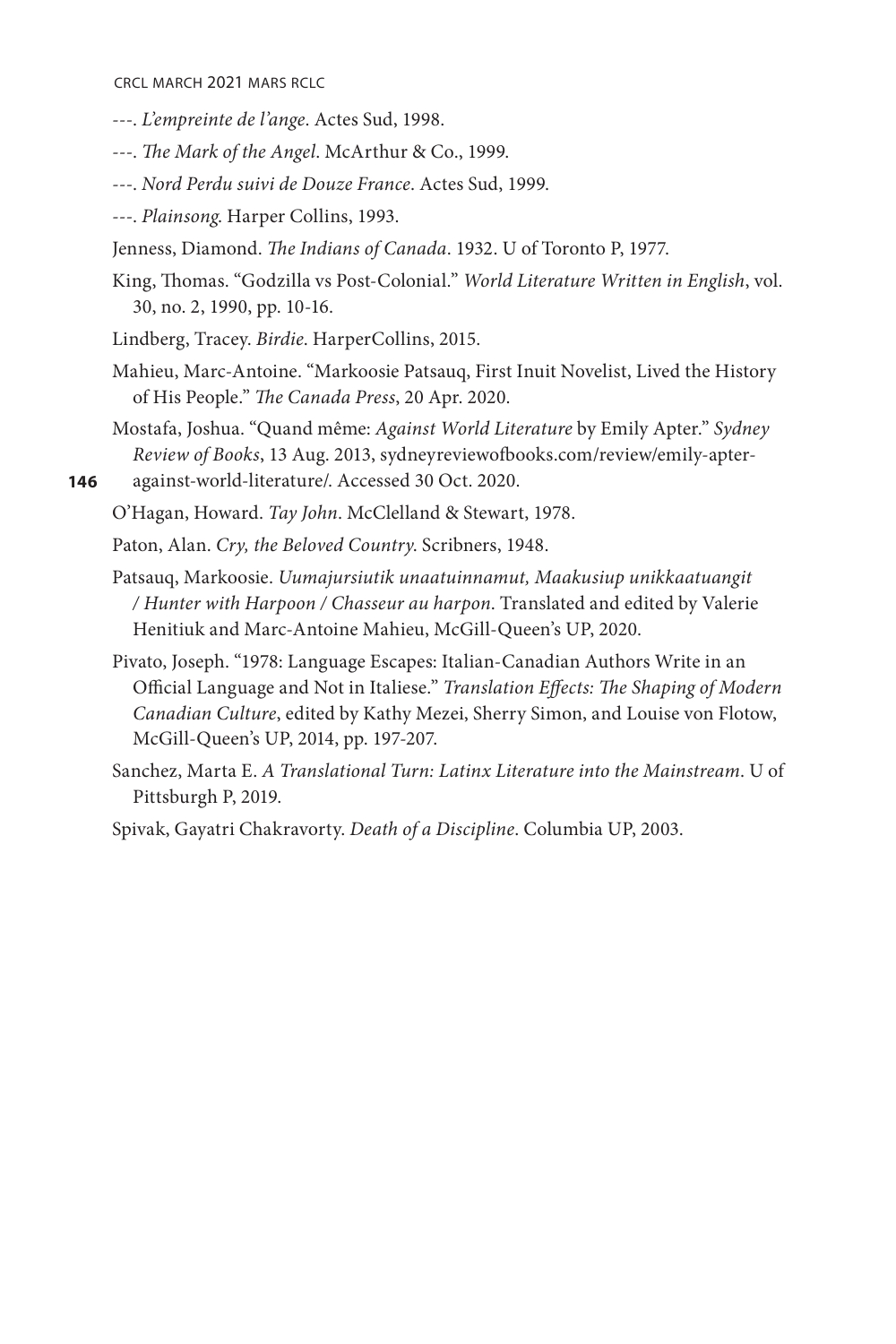---. *L'empreinte de l'ange*. Actes Sud, 1998.

---. *The Mark of the Angel*. McArthur & Co., 1999.

---. *Nord Perdu suivi de Douze France*. Actes Sud, 1999.

---. *Plainsong*. Harper Collins, 1993.

Jenness, Diamond. *The Indians of Canada*. 1932. U of Toronto P, 1977.

King, Thomas. "Godzilla vs Post-Colonial." *World Literature Written in English*, vol. 30, no. 2, 1990, pp. 10-16.

Lindberg, Tracey. *Birdie*. HarperCollins, 2015.

Mahieu, Marc-Antoine. "Markoosie Patsauq, First Inuit Novelist, Lived the History of His People." *The Canada Press*, 20 Apr. 2020.

Mostafa, Joshua. "Quand même: *Against World Literature* by Emily Apter." *Sydney Review of Books*, 13 Aug. 2013, sydneyreviewofbooks.com/review/emily-apter-against-world-literature/. Accessed 30 Oct. 2020.

O'Hagan, Howard. *Tay John*. McClelland & Stewart, 1978.

Paton, Alan. *Cry, the Beloved Country*. Scribners, 1948.

Patsauq, Markoosie. *Uumajursiutik unaatuinnamut, Maakusiup unikkaatuangit / Hunter with Harpoon / Chasseur au harpon*. Translated and edited by Valerie Henitiuk and Marc-Antoine Mahieu, McGill-Queen's UP, 2020.

Pivato, Joseph. "1978: Language Escapes: Italian-Canadian Authors Write in an Official Language and Not in Italiese." *Translation Effects: The Shaping of Modern Canadian Culture*, edited by Kathy Mezei, Sherry Simon, and Louise von Flotow, McGill-Queen's UP, 2014, pp. 197-207.

Sanchez, Marta E. *A Translational Turn: Latinx Literature into the Mainstream*. U of Pittsburgh P, 2019.

Spivak, Gayatri Chakravorty. *Death of a Discipline*. Columbia UP, 2003.